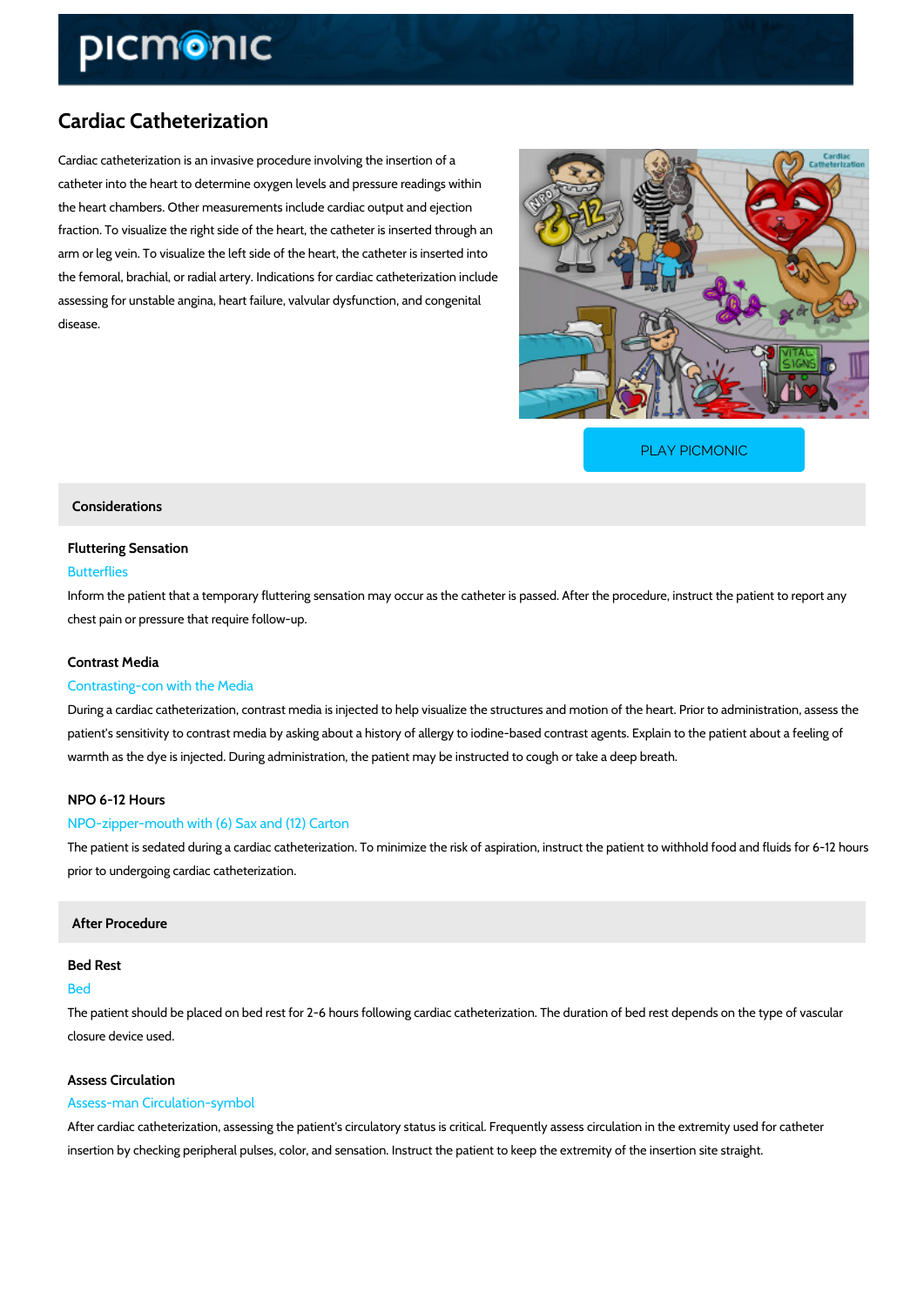# Cardiac Catheterization

Cardiac catheterization is an invasive procedure involving the insertion of a catheter into the heart to determine oxygen levels and pressure readings within the heart chambers. Other measurements include cardiac output and ejection fraction. To visualize the right side of the heart, the catheter is inserted through an arm or leg vein. To visualize the left side of the heart, the catheter is inserted into the femoral, brachial, or radial artery. Indications for cardiac catheterization include assessing for unstable angina, heart failure, valvular dysfunction, and congenital disease.

PLAY PICMONIC

## Considerations

### Fluttering Sensation

Butterflies

Inform the patient that a temporary fluttering sensation may occur as the catheter is passed. After the procedure, instruct the patient to report any chest pain or pressure that require follow-up.

### Contrast Media

Contrasting-con with the Media

During a cardiac catheterization, contrast media is injected to help visualize the structures and motion of the heart. Prior to administration, assess the patient's sensitivity to contrast media by asking about a history of allergy to iodine-based contrast agents. Explain to the patient about a feeling of warmth as the dye is injected. During administration, the patient may be instructed to cough or take a deep breath.

### NPO 6-12 Hours

NPO-zipper-mouth with (6) Sax and (12) Carton

The patient is sedated during a cardiac catheterization. To minimize the risk of aspiration, instruct the patient to withhold food and fluids for 6-12 hours prior to undergoing cardiac catheterization.

## After Procedure

### Bed Rest

Bed

The patient should be placed on bed rest for 2-6 hours following cardiac catheterization. The duration of bed rest depends on the type of vascular closure device used.

### Assess Circulation

Assess-man Circulation-symbol

After cardiac catheterization, assessing the patient's circulatory status is critical. Frequently assess circulation in the extremity used for catheter insertion by checking peripheral pulses, color, and sensation. Instruct the patient to keep the extremity of the insertion site straight.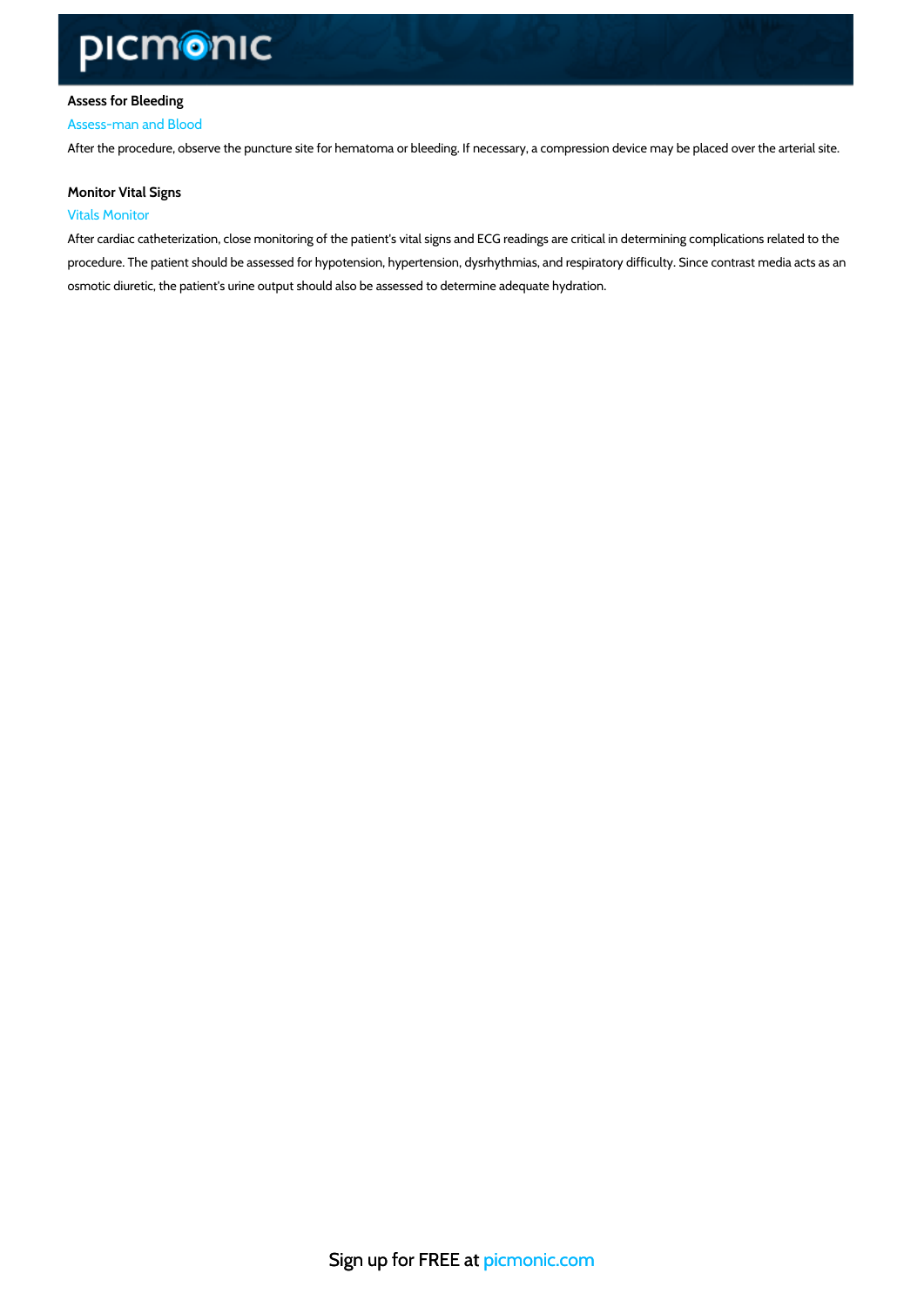**Assess for Bleeding**

Assess-man and Blood

After the procedure, observe the puncture site for hematoma or bleeding. If necessary, a compression device may be placed over the arterial site.

**Monitor Vital Signs**

Vitals Monitor

After cardiac catheterization, close monitoring of the patient's vital signs and ECG readings are critical in determining complications related to the procedure. The patient should be assessed for hypotension, hypertension, dysrhythmias, and respiratory difficulty. Since contrast media acts as an osmotic diuretic, the patient's urine output should also be assessed to determine adequate hydration.